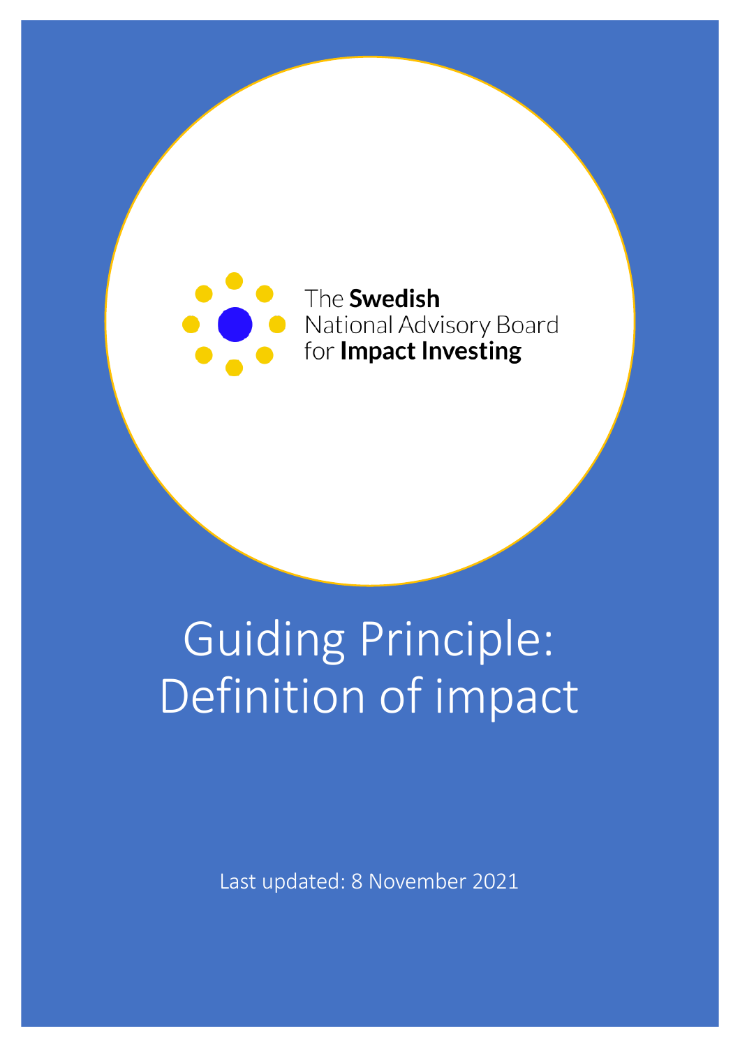The **Swedish** National Advisory Board for **Impact Investing**

# Guiding Principle: Definition of impact

Last updated: 8 November 2021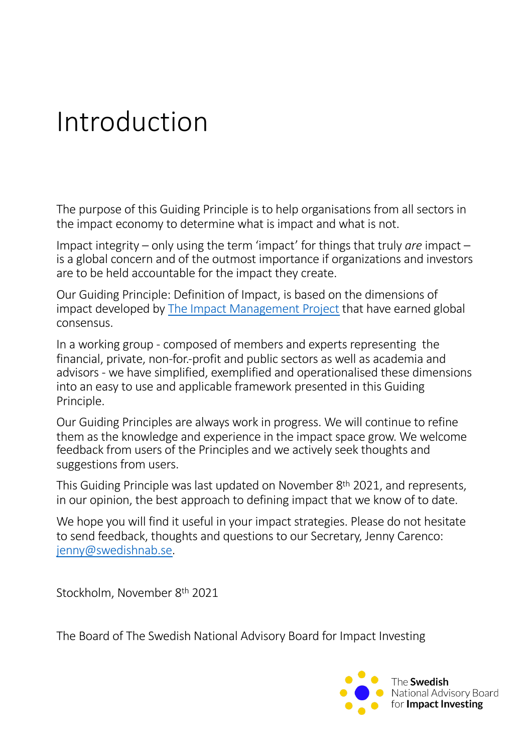# Introduction

The purpose of this Guiding Principle is to help organisations from all sectors in the impact economy to determine what is impact and what is not.

Impact integrity – only using the term 'impact' for things that truly *are* impact – is a global concern and of the outmost importance if organizations and investors are to be held accountable for the impact they create.

Our Guiding Principle: Definition of Impact, is based on the dimensions of impact developed by [The Impact Management Project]() that have earned global consensus.

In a working group - composed of members and experts representing the financial, private, non-for.-profit and public sectors as well as academia and advisors - we have simplified, exemplified and operationalised these dimensions into an easy to use and applicable framework presented in this Guiding Principle.

Our Guiding Principles are always work in progress. We will continue to refine them as the knowledge and experience in the impact space grow. We welcome feedback from users of the Principles and we actively seek thoughts and suggestions from users.

This Guiding Principle was last updated on November 8th 2021, and represents, in our opinion, the best approach to defining impact that we know of to date.

We hope you will find it useful in your impact strategies. Please do not hesitate to send feedback, thoughts and questions to our Secretary, Jenny Carenco: jenny@swedishnab.se.

Stockholm, November 8th 2021

The Board of The Swedish National Advisory Board for Impact Investing

The **Swedish** National Advisory Board for **Impact Investing**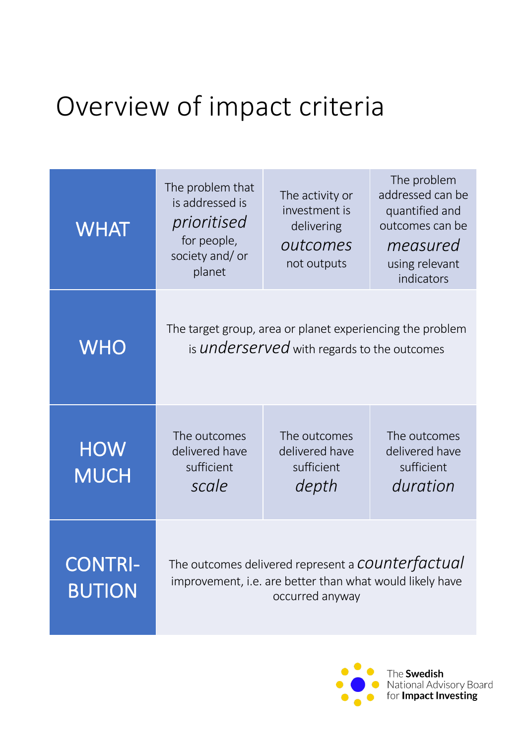# Overview of impact criteria

| | | | |
|---|---|---|---|
| **WHAT** | The problem that is addressed is *prioritised* for people, society and/ or planet | The activity or investment is delivering *outcomes* not outputs | The problem addressed can be quantified and outcomes can be *measured* using relevant indicators |
| **WHO** | The target group, area or planet experiencing the problem is *underserved* with regards to the outcomes | | |
| **HOW MUCH** | The outcomes delivered have sufficient *scale* | The outcomes delivered have sufficient *depth* | The outcomes delivered have sufficient *duration* |
| **CONTRI-BUTION** | The outcomes delivered represent a *counterfactual* improvement, i.e. are better than what would likely have occurred anyway | | |

The **Swedish** National Advisory Board for **Impact Investing**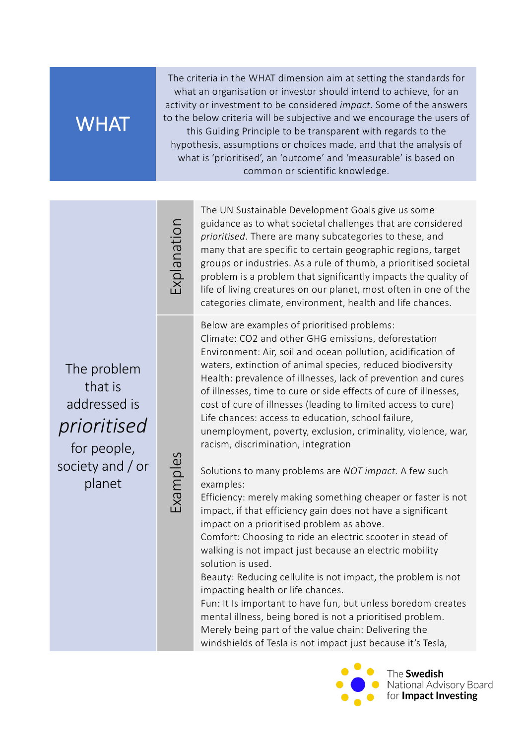| WHAT | The criteria in the WHAT dimension aim at setting the standards for what an organisation or investor should intend to achieve, for an activity or investment to be considered *impact.* Some of the answers to the below criteria will be subjective and we encourage the users of this Guiding Principle to be transparent with regards to the hypothesis, assumptions or choices made, and that the analysis of what is 'prioritised', an 'outcome' and 'measurable' is based on common or scientific knowledge. |
|---|---|

| | | |
|---|---|---|
| The problem that is addressed is *prioritised* for people, society and / or planet | Explanation | The UN Sustainable Development Goals give us some guidance as to what societal challenges that are considered *prioritised*. There are many subcategories to these, and many that are specific to certain geographic regions, target groups or industries. As a rule of thumb, a prioritised societal problem is a problem that significantly impacts the quality of life of living creatures on our planet, most often in one of the categories climate, environment, health and life chances. |
| | Examples | Below are examples of prioritised problems:<br>Climate: $CO_2$ and other GHG emissions, deforestation<br>Environment: Air, soil and ocean pollution, acidification of waters, extinction of animal species, reduced biodiversity<br>Health: prevalence of illnesses, lack of prevention and cures of illnesses, time to cure or side effects of cure of illnesses, cost of cure of illnesses (leading to limited access to cure)<br>Life chances: access to education, school failure, unemployment, poverty, exclusion, criminality, violence, war, racism, discrimination, integration<br><br>Solutions to many problems are *NOT impact.* A few such examples:<br>Efficiency: merely making something cheaper or faster is not impact, if that efficiency gain does not have a significant impact on a prioritised problem as above.<br>Comfort: Choosing to ride an electric scooter in stead of walking is not impact just because an electric mobility solution is used.<br>Beauty: Reducing cellulite is not impact, the problem is not impacting health or life chances.<br>Fun: It Is important to have fun, but unless boredom creates mental illness, being bored is not a prioritised problem.<br>Merely being part of the value chain: Delivering the windshields of Tesla is not impact just because it's Tesla, |

The **Swedish** National Advisory Board for **Impact Investing**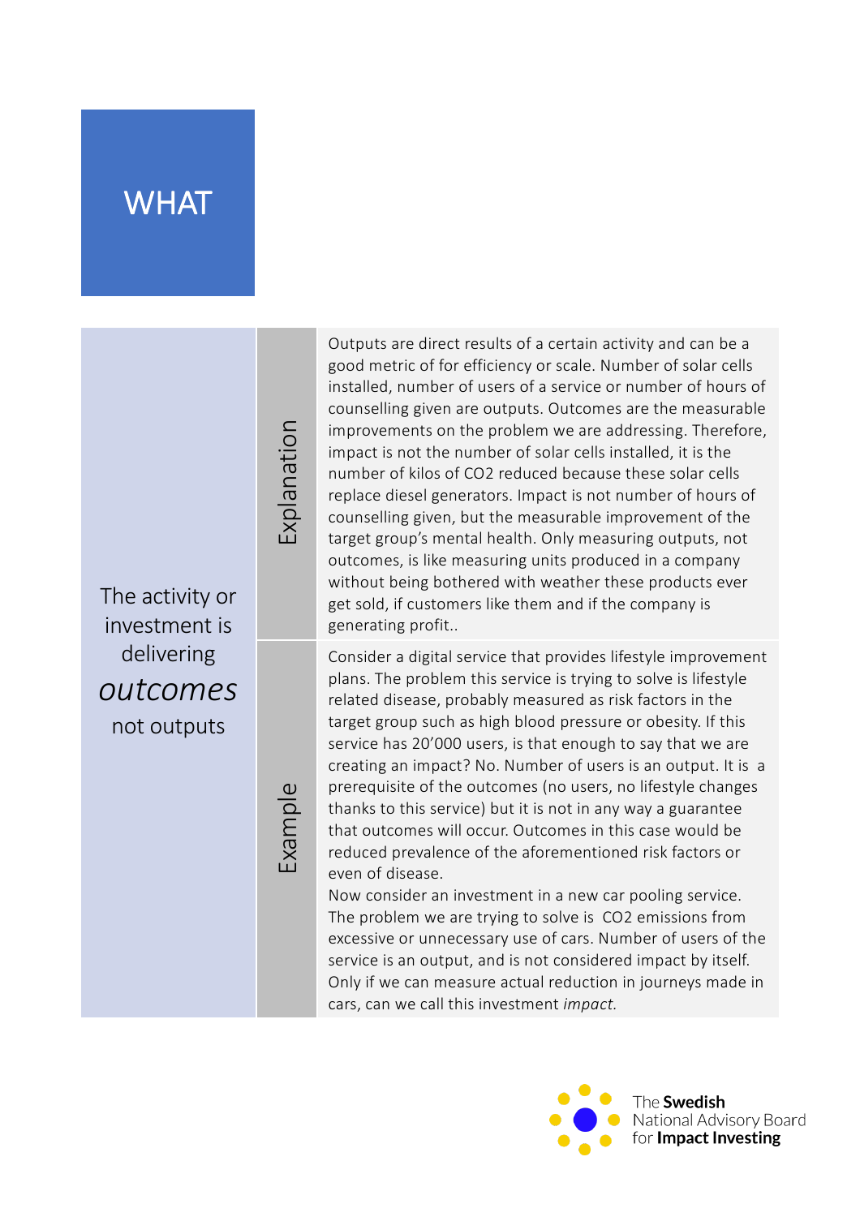# WHAT

| The activity or investment is delivering *outcomes* not outputs | | |
|---|---|---|
| | Explanation | Outputs are direct results of a certain activity and can be a good metric of for efficiency or scale. Number of solar cells installed, number of users of a service or number of hours of counselling given are outputs. Outcomes are the measurable improvements on the problem we are addressing. Therefore, impact is not the number of solar cells installed, it is the number of kilos of $CO_2$ reduced because these solar cells replace diesel generators. Impact is not number of hours of counselling given, but the measurable improvement of the target group's mental health. Only measuring outputs, not outcomes, is like measuring units produced in a company without being bothered with weather these products ever get sold, if customers like them and if the company is generating profit.. |
| | Example | Consider a digital service that provides lifestyle improvement plans. The problem this service is trying to solve is lifestyle related disease, probably measured as risk factors in the target group such as high blood pressure or obesity. If this service has 20'000 users, is that enough to say that we are creating an impact? No. Number of users is an output. It is a prerequisite of the outcomes (no users, no lifestyle changes thanks to this service) but it is not in any way a guarantee that outcomes will occur. Outcomes in this case would be reduced prevalence of the aforementioned risk factors or even of disease.<br>Now consider an investment in a new car pooling service. The problem we are trying to solve is $CO_2$ emissions from excessive or unnecessary use of cars. Number of users of the service is an output, and is not considered impact by itself. Only if we can measure actual reduction in journeys made in cars, can we call this investment *impact.* |

The **Swedish** National Advisory Board for **Impact Investing**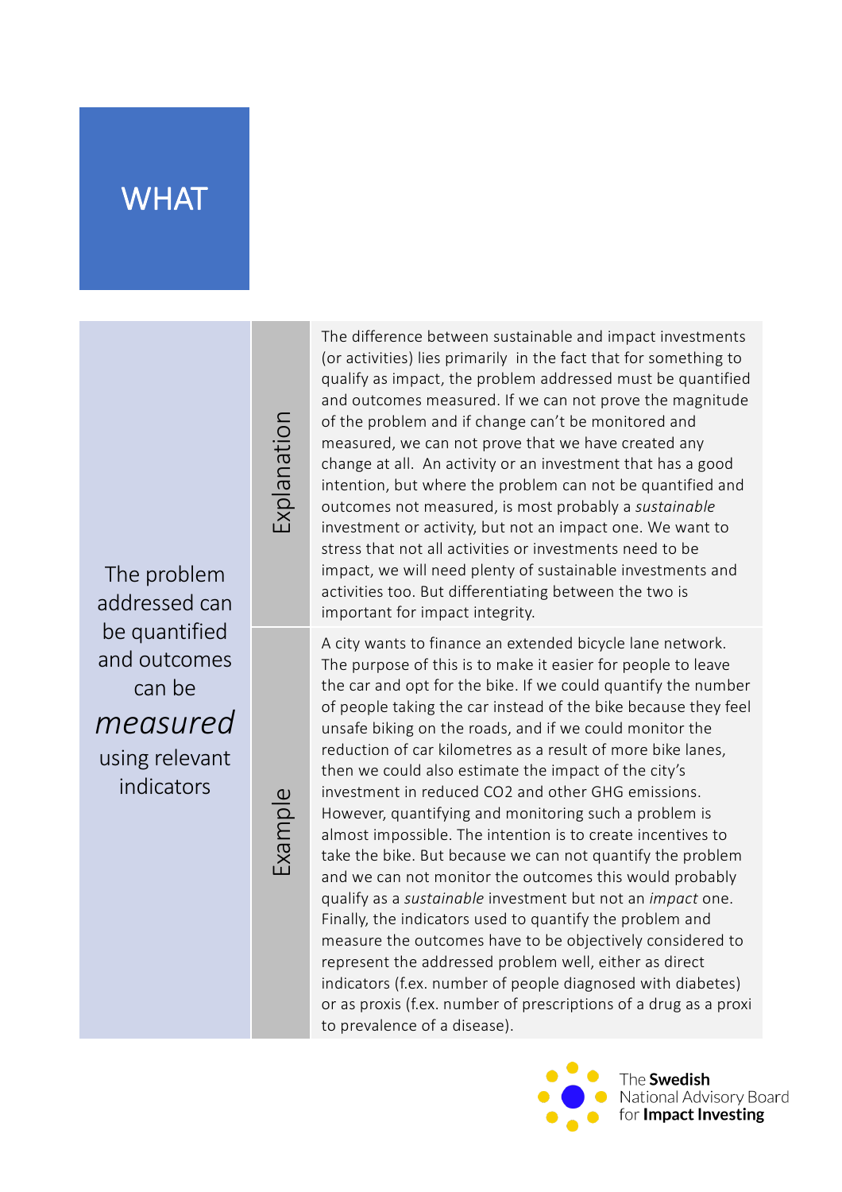# WHAT

| The problem addressed can be quantified and outcomes can be *measured* using relevant indicators | | |
|---|---|---|
| | Explanation | The difference between sustainable and impact investments (or activities) lies primarily in the fact that for something to qualify as impact, the problem addressed must be quantified and outcomes measured. If we can not prove the magnitude of the problem and if change can't be monitored and measured, we can not prove that we have created any change at all. An activity or an investment that has a good intention, but where the problem can not be quantified and outcomes not measured, is most probably a *sustainable* investment or activity, but not an impact one. We want to stress that not all activities or investments need to be impact, we will need plenty of sustainable investments and activities too. But differentiating between the two is important for impact integrity. |
| | Example | A city wants to finance an extended bicycle lane network. The purpose of this is to make it easier for people to leave the car and opt for the bike. If we could quantify the number of people taking the car instead of the bike because they feel unsafe biking on the roads, and if we could monitor the reduction of car kilometres as a result of more bike lanes, then we could also estimate the impact of the city's investment in reduced $CO_2$ and other GHG emissions. However, quantifying and monitoring such a problem is almost impossible. The intention is to create incentives to take the bike. But because we can not quantify the problem and we can not monitor the outcomes this would probably qualify as a *sustainable* investment but not an *impact* one. Finally, the indicators used to quantify the problem and measure the outcomes have to be objectively considered to represent the addressed problem well, either as direct indicators (f.ex. number of people diagnosed with diabetes) or as proxis (f.ex. number of prescriptions of a drug as a proxi to prevalence of a disease). |

The **Swedish** National Advisory Board for **Impact Investing**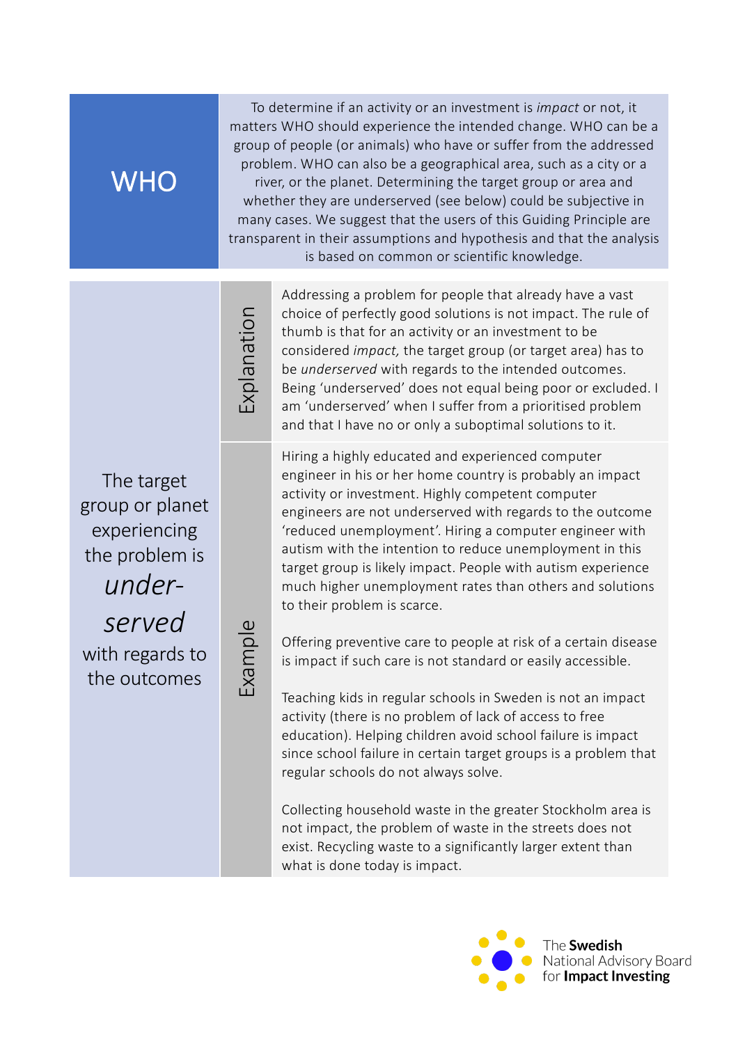| WHO | To determine if an activity or an investment is *impact* or not, it matters WHO should experience the intended change. WHO can be a group of people (or animals) who have or suffer from the addressed problem. WHO can also be a geographical area, such as a city or a river, or the planet. Determining the target group or area and whether they are underserved (see below) could be subjective in many cases. We suggest that the users of this Guiding Principle are transparent in their assumptions and hypothesis and that the analysis is based on common or scientific knowledge. |
|---|---|

| The target group or planet experiencing the problem is *under-served* with regards to the outcomes | | |
|---|---|---|
| | Explanation | Addressing a problem for people that already have a vast choice of perfectly good solutions is not impact. The rule of thumb is that for an activity or an investment to be considered *impact,* the target group (or target area) has to be *underserved* with regards to the intended outcomes. Being 'underserved' does not equal being poor or excluded. I am 'underserved' when I suffer from a prioritised problem and that I have no or only a suboptimal solutions to it. |
| | Example | Hiring a highly educated and experienced computer engineer in his or her home country is probably an impact activity or investment. Highly competent computer engineers are not underserved with regards to the outcome 'reduced unemployment'. Hiring a computer engineer with autism with the intention to reduce unemployment in this target group is likely impact. People with autism experience much higher unemployment rates than others and solutions to their problem is scarce.<br><br>Offering preventive care to people at risk of a certain disease is impact if such care is not standard or easily accessible.<br><br>Teaching kids in regular schools in Sweden is not an impact activity (there is no problem of lack of access to free education). Helping children avoid school failure is impact since school failure in certain target groups is a problem that regular schools do not always solve.<br><br>Collecting household waste in the greater Stockholm area is not impact, the problem of waste in the streets does not exist. Recycling waste to a significantly larger extent than what is done today is impact. |

The **Swedish** National Advisory Board for **Impact Investing**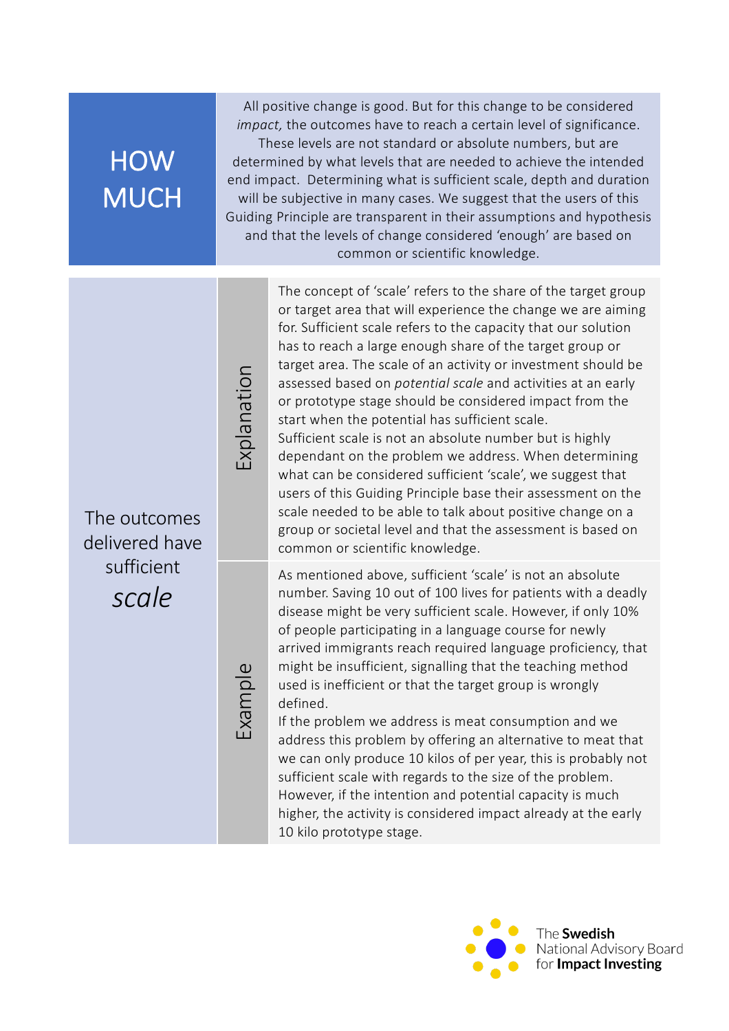# HOW MUCH

All positive change is good. But for this change to be considered *impact,* the outcomes have to reach a certain level of significance. These levels are not standard or absolute numbers, but are determined by what levels that are needed to achieve the intended end impact. Determining what is sufficient scale, depth and duration will be subjective in many cases. We suggest that the users of this Guiding Principle are transparent in their assumptions and hypothesis and that the levels of change considered 'enough' are based on common or scientific knowledge.

## The outcomes delivered have sufficient *scale*

**Explanation**

The concept of 'scale' refers to the share of the target group or target area that will experience the change we are aiming for. Sufficient scale refers to the capacity that our solution has to reach a large enough share of the target group or target area. The scale of an activity or investment should be assessed based on *potential scale* and activities at an early or prototype stage should be considered impact from the start when the potential has sufficient scale.

Sufficient scale is not an absolute number but is highly dependant on the problem we address. When determining what can be considered sufficient 'scale', we suggest that users of this Guiding Principle base their assessment on the scale needed to be able to talk about positive change on a group or societal level and that the assessment is based on common or scientific knowledge.

**Example**

As mentioned above, sufficient 'scale' is not an absolute number. Saving 10 out of 100 lives for patients with a deadly disease might be very sufficient scale. However, if only 10% of people participating in a language course for newly arrived immigrants reach required language proficiency, that might be insufficient, signalling that the teaching method used is inefficient or that the target group is wrongly defined.

If the problem we address is meat consumption and we address this problem by offering an alternative to meat that we can only produce 10 kilos of per year, this is probably not sufficient scale with regards to the size of the problem. However, if the intention and potential capacity is much higher, the activity is considered impact already at the early 10 kilo prototype stage.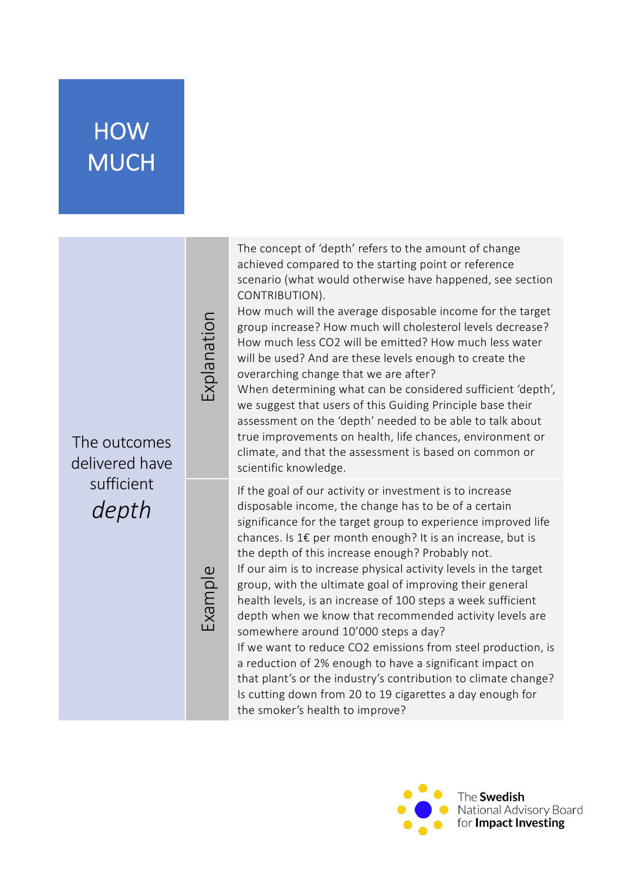# HOW MUCH

| The outcomes delivered have sufficient *depth* | | |
|---|---|---|
| | Explanation | The concept of 'depth' refers to the amount of change achieved compared to the starting point or reference scenario (what would otherwise have happened, see section CONTRIBUTION).<br>How much will the average disposable income for the target group increase? How much will cholesterol levels decrease? How much less $CO_2$ will be emitted? How much less water will be used? And are these levels enough to create the overarching change that we are after?<br>When determining what can be considered sufficient 'depth', we suggest that users of this Guiding Principle base their assessment on the 'depth' needed to be able to talk about true improvements on health, life chances, environment or climate, and that the assessment is based on common or scientific knowledge. |
| | Example | If the goal of our activity or investment is to increase disposable income, the change has to be of a certain significance for the target group to experience improved life chances. Is 1€ per month enough? It is an increase, but is the depth of this increase enough? Probably not.<br>If our aim is to increase physical activity levels in the target group, with the ultimate goal of improving their general health levels, is an increase of 100 steps a week sufficient depth when we know that recommended activity levels are somewhere around 10'000 steps a day?<br>If we want to reduce $CO_2$ emissions from steel production, is a reduction of 2% enough to have a significant impact on that plant's or the industry's contribution to climate change?<br>Is cutting down from 20 to 19 cigarettes a day enough for the smoker's health to improve? |

The **Swedish** National Advisory Board for **Impact Investing**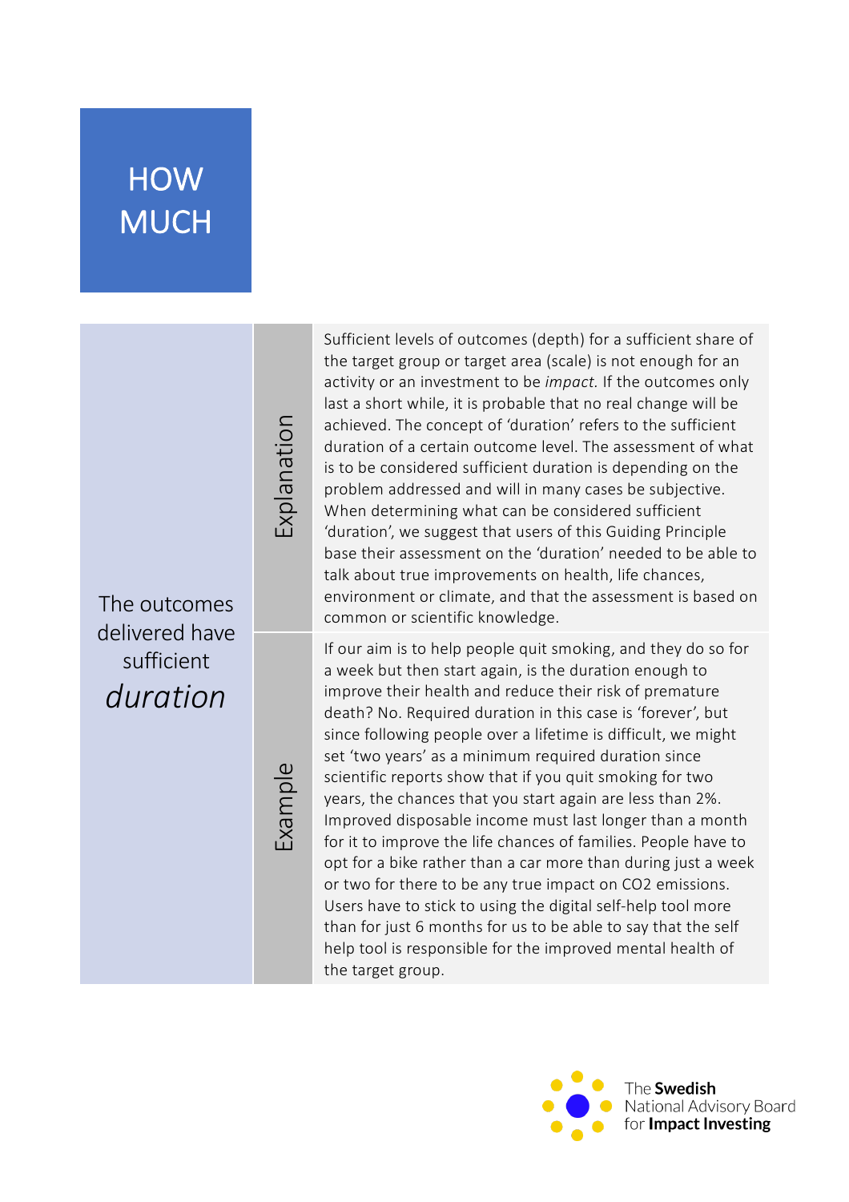# HOW MUCH

| The outcomes delivered have sufficient *duration* | | |
|---|---|---|
| | Explanation | Sufficient levels of outcomes (depth) for a sufficient share of the target group or target area (scale) is not enough for an activity or an investment to be *impact.* If the outcomes only last a short while, it is probable that no real change will be achieved. The concept of 'duration' refers to the sufficient duration of a certain outcome level. The assessment of what is to be considered sufficient duration is depending on the problem addressed and will in many cases be subjective. When determining what can be considered sufficient 'duration', we suggest that users of this Guiding Principle base their assessment on the 'duration' needed to be able to talk about true improvements on health, life chances, environment or climate, and that the assessment is based on common or scientific knowledge. |
| | Example | If our aim is to help people quit smoking, and they do so for a week but then start again, is the duration enough to improve their health and reduce their risk of premature death? No. Required duration in this case is 'forever', but since following people over a lifetime is difficult, we might set 'two years' as a minimum required duration since scientific reports show that if you quit smoking for two years, the chances that you start again are less than 2%. Improved disposable income must last longer than a month for it to improve the life chances of families. People have to opt for a bike rather than a car more than during just a week or two for there to be any true impact on $CO_2$ emissions. Users have to stick to using the digital self-help tool more than for just 6 months for us to be able to say that the self help tool is responsible for the improved mental health of the target group. |

The **Swedish** National Advisory Board for **Impact Investing**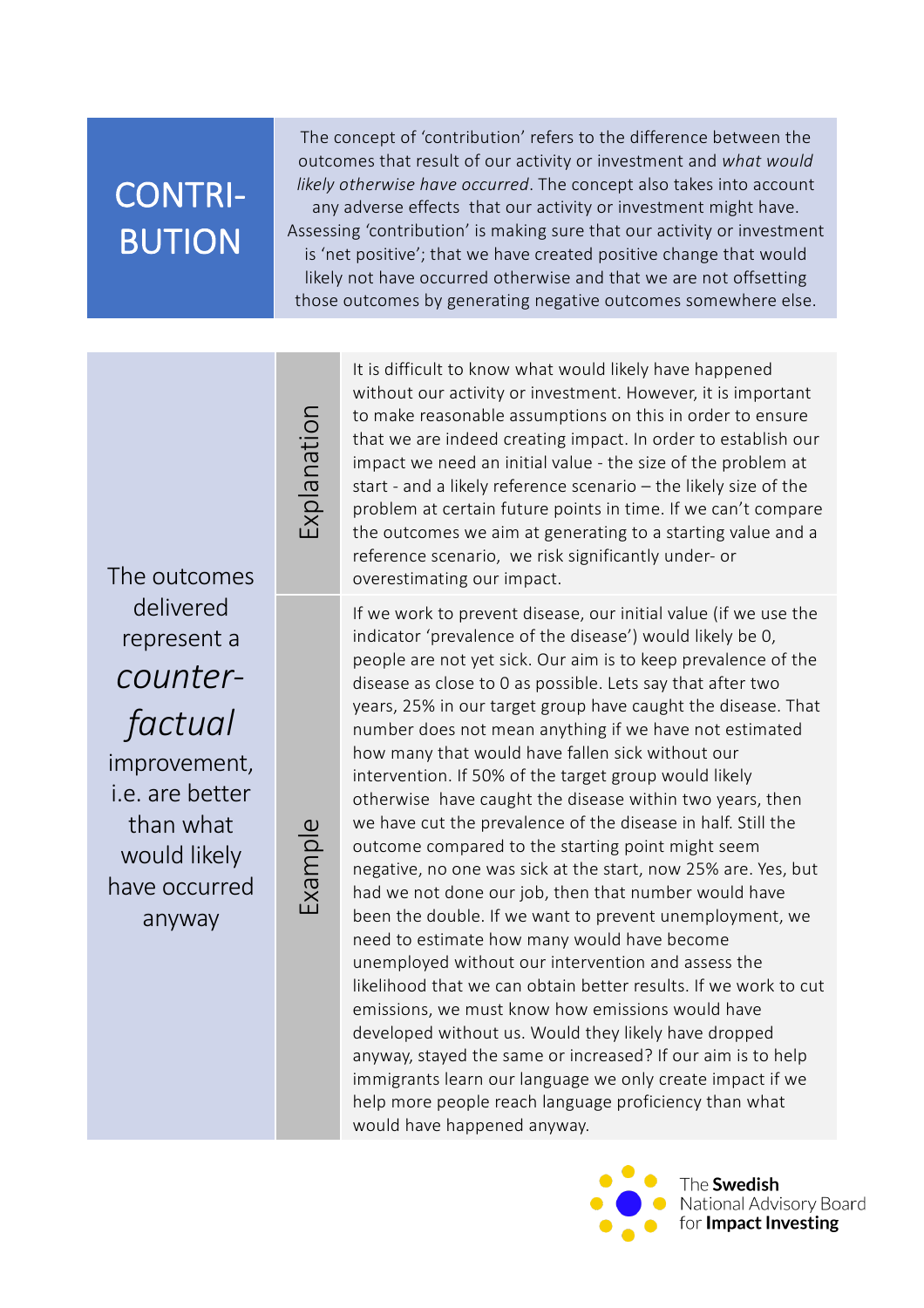# CONTRIBUTION

The concept of 'contribution' refers to the difference between the outcomes that result of our activity or investment and *what would likely otherwise have occurred*. The concept also takes into account any adverse effects that our activity or investment might have. Assessing 'contribution' is making sure that our activity or investment is 'net positive'; that we have created positive change that would likely not have occurred otherwise and that we are not offsetting those outcomes by generating negative outcomes somewhere else.

| The outcomes delivered represent a *counter-factual* improvement, i.e. are better than what would likely have occurred anyway | | |
|---|---|---|
| | Explanation | It is difficult to know what would likely have happened without our activity or investment. However, it is important to make reasonable assumptions on this in order to ensure that we are indeed creating impact. In order to establish our impact we need an initial value - the size of the problem at start - and a likely reference scenario – the likely size of the problem at certain future points in time. If we can't compare the outcomes we aim at generating to a starting value and a reference scenario, we risk significantly under- or overestimating our impact. |
| | Example | If we work to prevent disease, our initial value (if we use the indicator 'prevalence of the disease') would likely be 0, people are not yet sick. Our aim is to keep prevalence of the disease as close to 0 as possible. Lets say that after two years, 25% in our target group have caught the disease. That number does not mean anything if we have not estimated how many that would have fallen sick without our intervention. If 50% of the target group would likely otherwise have caught the disease within two years, then we have cut the prevalence of the disease in half. Still the outcome compared to the starting point might seem negative, no one was sick at the start, now 25% are. Yes, but had we not done our job, then that number would have been the double. If we want to prevent unemployment, we need to estimate how many would have become unemployed without our intervention and assess the likelihood that we can obtain better results. If we work to cut emissions, we must know how emissions would have developed without us. Would they likely have dropped anyway, stayed the same or increased? If our aim is to help immigrants learn our language we only create impact if we help more people reach language proficiency than what would have happened anyway. |

The **Swedish** National Advisory Board for **Impact Investing**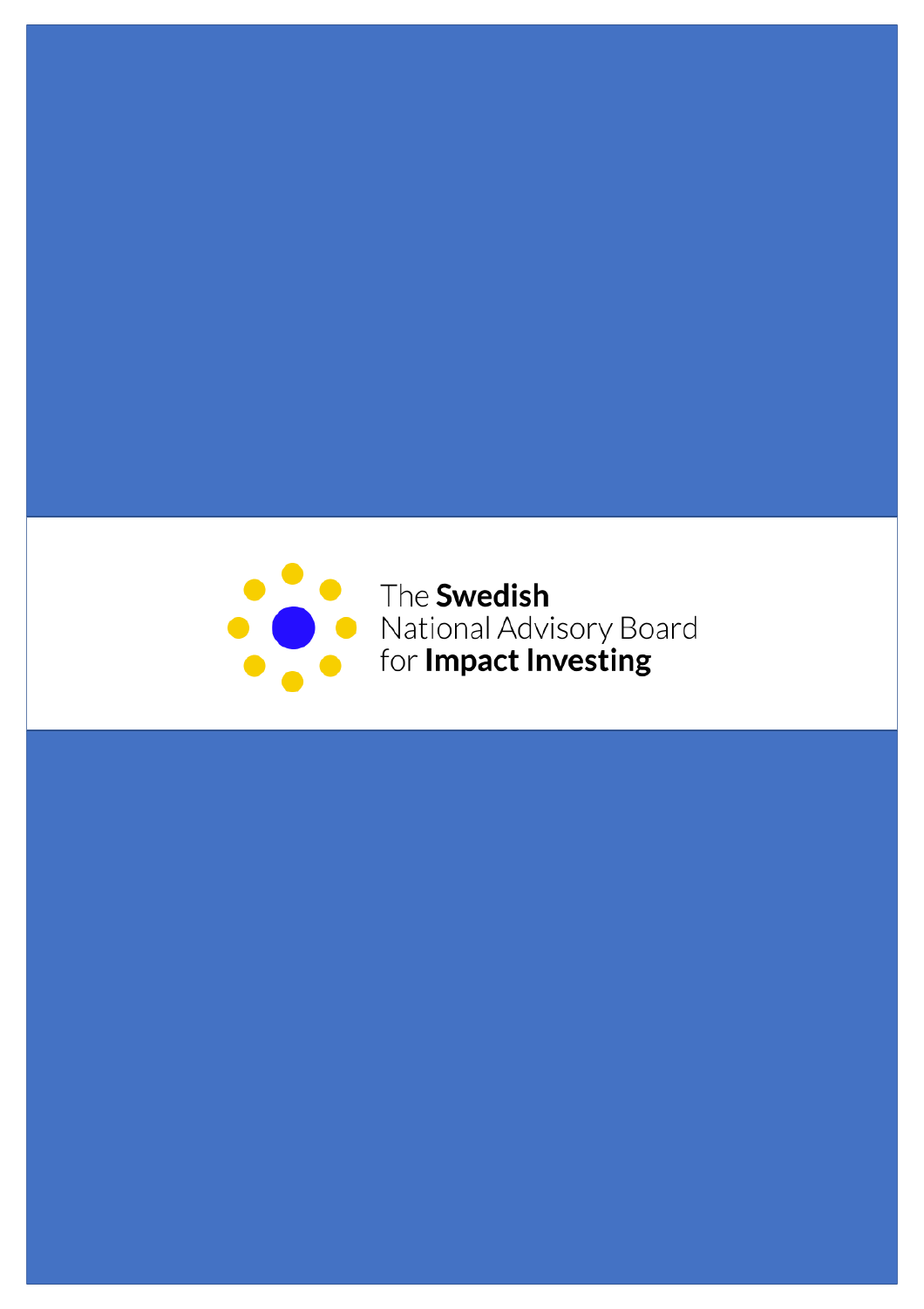The **Swedish**
National Advisory Board
for **Impact Investing**